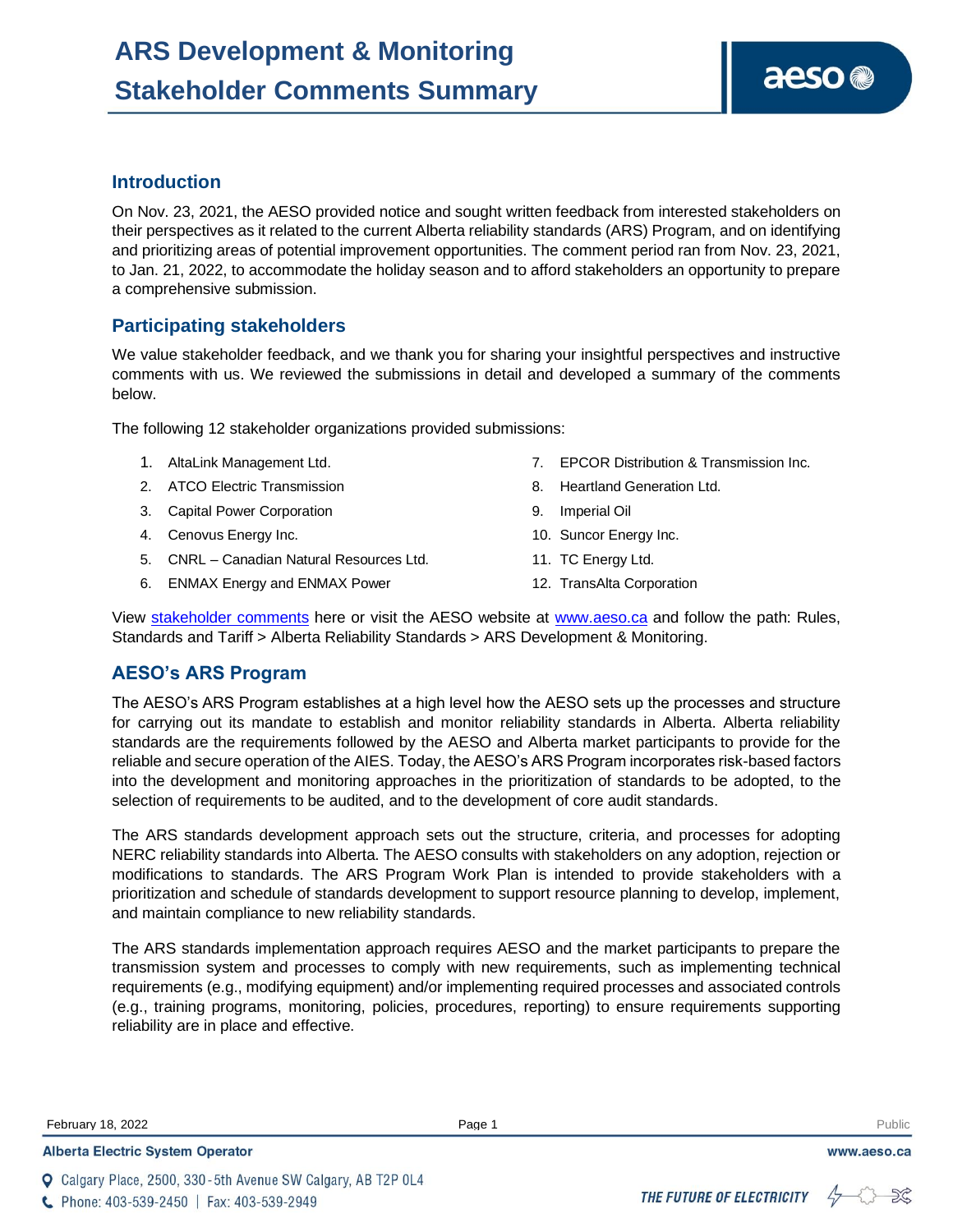# ARS Development & Monitoring Stakeholder Comments Summary

## Introduction

On Nov. 23, 2021, the AESO provided notice and sought written feedback from interested stakeholders on their perspectives as it related to the current Alberta reliability standards (ARS) Program, and on identifying and prioritizing areas of potential improvement opportunities. The comment period ran from Nov. 23, 2021, to Jan. 21, 2022, to accommodate the holiday season and to afford stakeholders an opportunity to prepare a comprehensive submission.

## Participating stakeholders

We value stakeholder feedback, and we thank you for sharing your insightful perspectives and instructive comments with us. We reviewed the submissions in detail and developed a summary of the comments below.

The following 12 stakeholder organizations provided submissions:

1. AltaLink Management Ltd.
2. ATCO Electric Transmission
3. Capital Power Corporation
4. Cenovus Energy Inc.
5. CNRL – Canadian Natural Resources Ltd.
6. ENMAX Energy and ENMAX Power
7. EPCOR Distribution & Transmission Inc.
8. Heartland Generation Ltd.
9. Imperial Oil
10. Suncor Energy Inc.
11. TC Energy Ltd.
12. TransAlta Corporation

View stakeholder comments here or visit the AESO website at www.aeso.ca and follow the path: Rules, Standards and Tariff > Alberta Reliability Standards > ARS Development & Monitoring.

## AESO's ARS Program

The AESO's ARS Program establishes at a high level how the AESO sets up the processes and structure for carrying out its mandate to establish and monitor reliability standards in Alberta. Alberta reliability standards are the requirements followed by the AESO and Alberta market participants to provide for the reliable and secure operation of the AIES. Today, the AESO's ARS Program incorporates risk-based factors into the development and monitoring approaches in the prioritization of standards to be adopted, to the selection of requirements to be audited, and to the development of core audit standards.

The ARS standards development approach sets out the structure, criteria, and processes for adopting NERC reliability standards into Alberta. The AESO consults with stakeholders on any adoption, rejection or modifications to standards. The ARS Program Work Plan is intended to provide stakeholders with a prioritization and schedule of standards development to support resource planning to develop, implement, and maintain compliance to new reliability standards.

The ARS standards implementation approach requires AESO and the market participants to prepare the transmission system and processes to comply with new requirements, such as implementing technical requirements (e.g., modifying equipment) and/or implementing required processes and associated controls (e.g., training programs, monitoring, policies, procedures, reporting) to ensure requirements supporting reliability are in place and effective.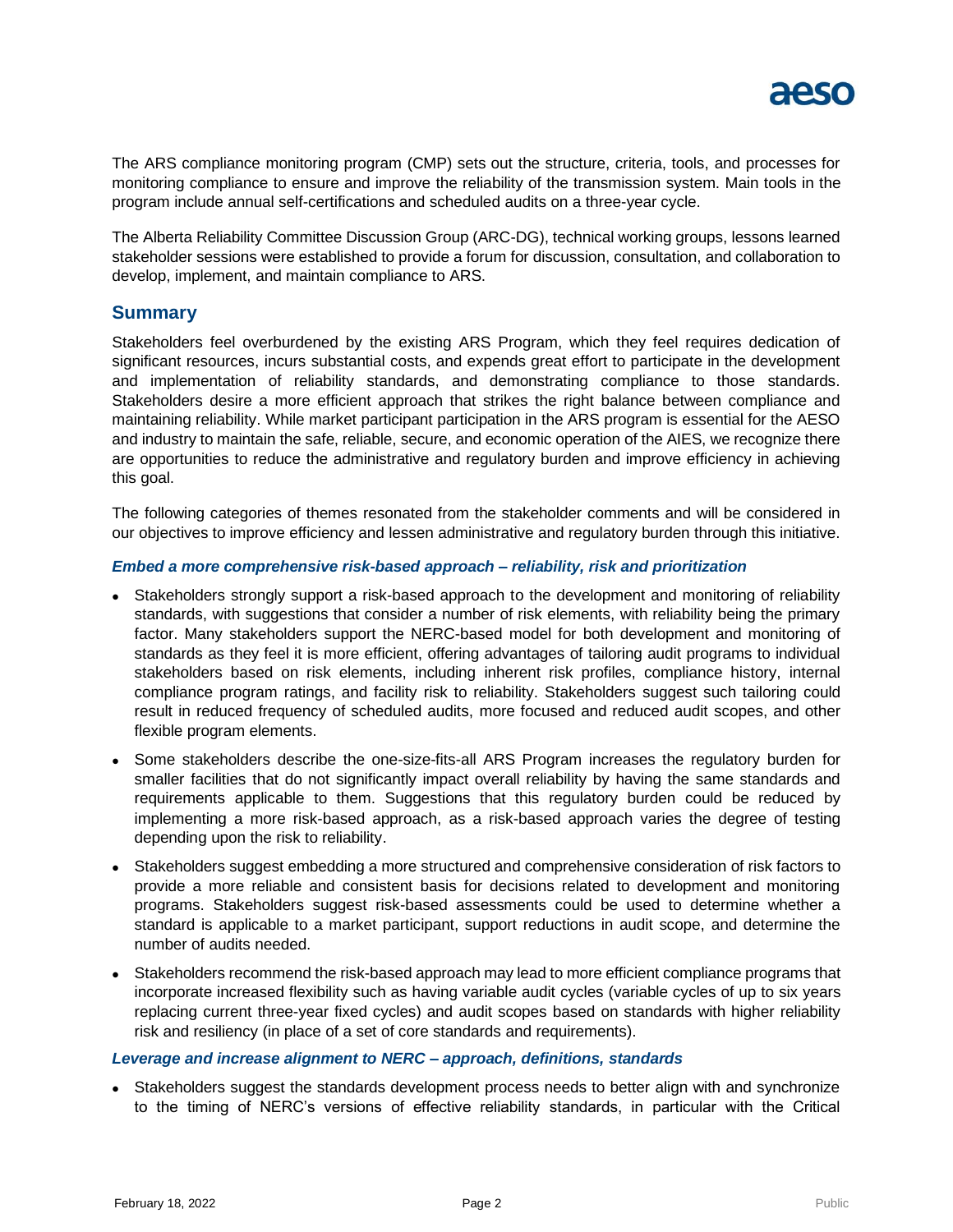The ARS compliance monitoring program (CMP) sets out the structure, criteria, tools, and processes for monitoring compliance to ensure and improve the reliability of the transmission system. Main tools in the program include annual self-certifications and scheduled audits on a three-year cycle.

The Alberta Reliability Committee Discussion Group (ARC-DG), technical working groups, lessons learned stakeholder sessions were established to provide a forum for discussion, consultation, and collaboration to develop, implement, and maintain compliance to ARS.

## Summary

Stakeholders feel overburdened by the existing ARS Program, which they feel requires dedication of significant resources, incurs substantial costs, and expends great effort to participate in the development and implementation of reliability standards, and demonstrating compliance to those standards. Stakeholders desire a more efficient approach that strikes the right balance between compliance and maintaining reliability. While market participant participation in the ARS program is essential for the AESO and industry to maintain the safe, reliable, secure, and economic operation of the AIES, we recognize there are opportunities to reduce the administrative and regulatory burden and improve efficiency in achieving this goal.

The following categories of themes resonated from the stakeholder comments and will be considered in our objectives to improve efficiency and lessen administrative and regulatory burden through this initiative.

### *Embed a more comprehensive risk-based approach – reliability, risk and prioritization*

- Stakeholders strongly support a risk-based approach to the development and monitoring of reliability standards, with suggestions that consider a number of risk elements, with reliability being the primary factor. Many stakeholders support the NERC-based model for both development and monitoring of standards as they feel it is more efficient, offering advantages of tailoring audit programs to individual stakeholders based on risk elements, including inherent risk profiles, compliance history, internal compliance program ratings, and facility risk to reliability. Stakeholders suggest such tailoring could result in reduced frequency of scheduled audits, more focused and reduced audit scopes, and other flexible program elements.
- Some stakeholders describe the one-size-fits-all ARS Program increases the regulatory burden for smaller facilities that do not significantly impact overall reliability by having the same standards and requirements applicable to them. Suggestions that this regulatory burden could be reduced by implementing a more risk-based approach, as a risk-based approach varies the degree of testing depending upon the risk to reliability.
- Stakeholders suggest embedding a more structured and comprehensive consideration of risk factors to provide a more reliable and consistent basis for decisions related to development and monitoring programs. Stakeholders suggest risk-based assessments could be used to determine whether a standard is applicable to a market participant, support reductions in audit scope, and determine the number of audits needed.
- Stakeholders recommend the risk-based approach may lead to more efficient compliance programs that incorporate increased flexibility such as having variable audit cycles (variable cycles of up to six years replacing current three-year fixed cycles) and audit scopes based on standards with higher reliability risk and resiliency (in place of a set of core standards and requirements).

### *Leverage and increase alignment to NERC – approach, definitions, standards*

- Stakeholders suggest the standards development process needs to better align with and synchronize to the timing of NERC's versions of effective reliability standards, in particular with the Critical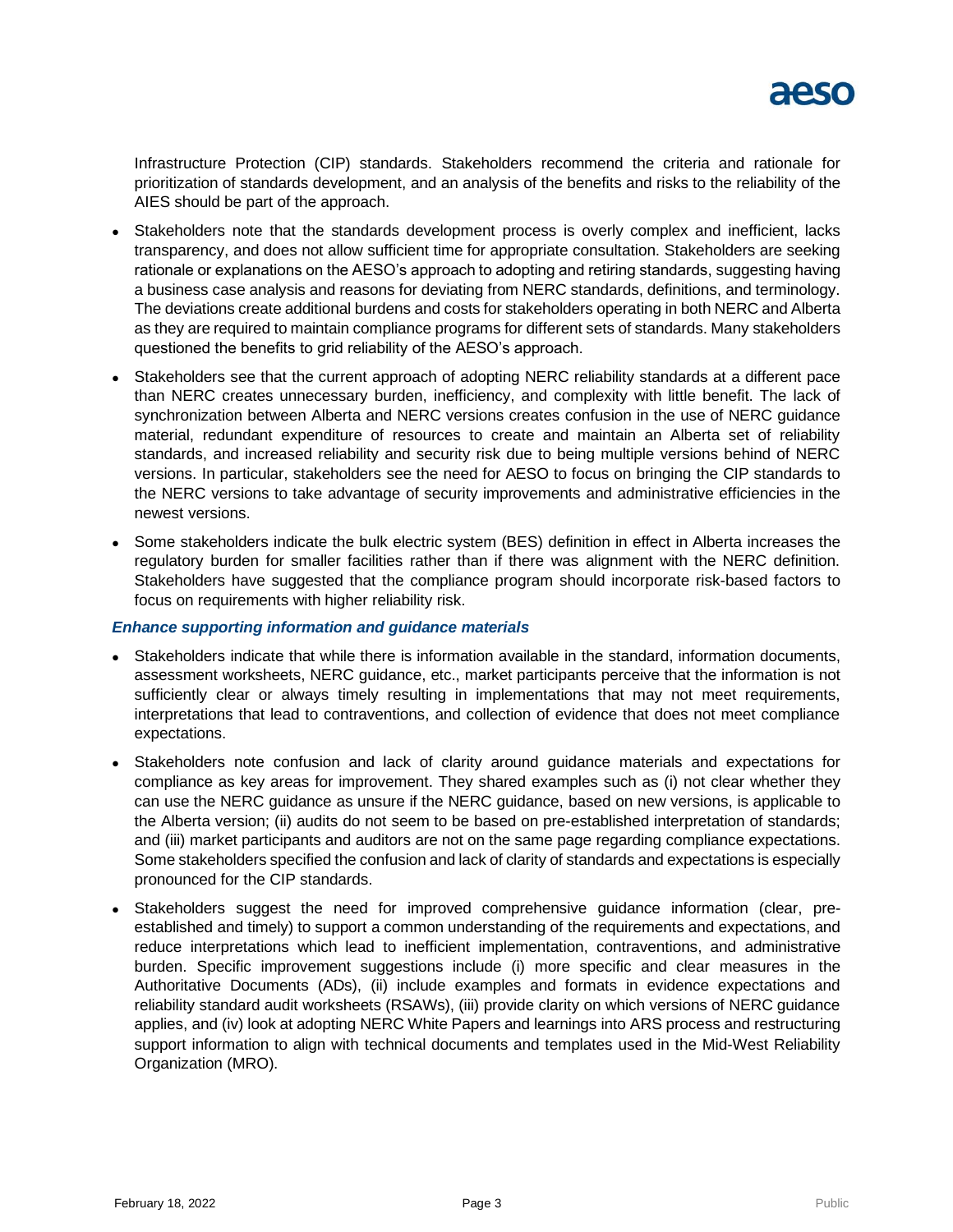Infrastructure Protection (CIP) standards. Stakeholders recommend the criteria and rationale for prioritization of standards development, and an analysis of the benefits and risks to the reliability of the AIES should be part of the approach.

- Stakeholders note that the standards development process is overly complex and inefficient, lacks transparency, and does not allow sufficient time for appropriate consultation. Stakeholders are seeking rationale or explanations on the AESO's approach to adopting and retiring standards, suggesting having a business case analysis and reasons for deviating from NERC standards, definitions, and terminology. The deviations create additional burdens and costs for stakeholders operating in both NERC and Alberta as they are required to maintain compliance programs for different sets of standards. Many stakeholders questioned the benefits to grid reliability of the AESO's approach.
- Stakeholders see that the current approach of adopting NERC reliability standards at a different pace than NERC creates unnecessary burden, inefficiency, and complexity with little benefit. The lack of synchronization between Alberta and NERC versions creates confusion in the use of NERC guidance material, redundant expenditure of resources to create and maintain an Alberta set of reliability standards, and increased reliability and security risk due to being multiple versions behind of NERC versions. In particular, stakeholders see the need for AESO to focus on bringing the CIP standards to the NERC versions to take advantage of security improvements and administrative efficiencies in the newest versions.
- Some stakeholders indicate the bulk electric system (BES) definition in effect in Alberta increases the regulatory burden for smaller facilities rather than if there was alignment with the NERC definition. Stakeholders have suggested that the compliance program should incorporate risk-based factors to focus on requirements with higher reliability risk.

***Enhance supporting information and guidance materials***

- Stakeholders indicate that while there is information available in the standard, information documents, assessment worksheets, NERC guidance, etc., market participants perceive that the information is not sufficiently clear or always timely resulting in implementations that may not meet requirements, interpretations that lead to contraventions, and collection of evidence that does not meet compliance expectations.
- Stakeholders note confusion and lack of clarity around guidance materials and expectations for compliance as key areas for improvement. They shared examples such as (i) not clear whether they can use the NERC guidance as unsure if the NERC guidance, based on new versions, is applicable to the Alberta version; (ii) audits do not seem to be based on pre-established interpretation of standards; and (iii) market participants and auditors are not on the same page regarding compliance expectations. Some stakeholders specified the confusion and lack of clarity of standards and expectations is especially pronounced for the CIP standards.
- Stakeholders suggest the need for improved comprehensive guidance information (clear, pre-established and timely) to support a common understanding of the requirements and expectations, and reduce interpretations which lead to inefficient implementation, contraventions, and administrative burden. Specific improvement suggestions include (i) more specific and clear measures in the Authoritative Documents (ADs), (ii) include examples and formats in evidence expectations and reliability standard audit worksheets (RSAWs), (iii) provide clarity on which versions of NERC guidance applies, and (iv) look at adopting NERC White Papers and learnings into ARS process and restructuring support information to align with technical documents and templates used in the Mid-West Reliability Organization (MRO).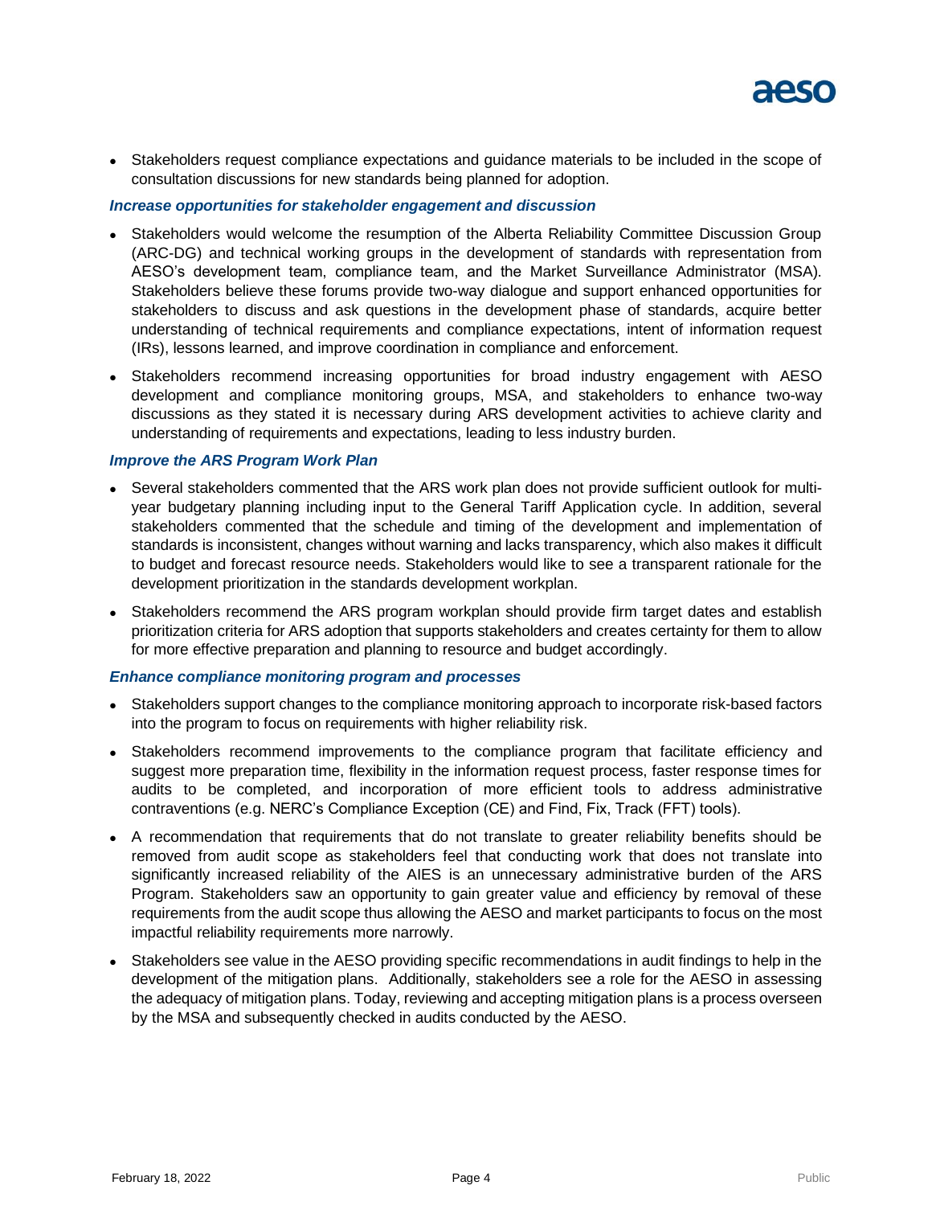- Stakeholders request compliance expectations and guidance materials to be included in the scope of consultation discussions for new standards being planned for adoption.

### *Increase opportunities for stakeholder engagement and discussion*

- Stakeholders would welcome the resumption of the Alberta Reliability Committee Discussion Group (ARC-DG) and technical working groups in the development of standards with representation from AESO's development team, compliance team, and the Market Surveillance Administrator (MSA). Stakeholders believe these forums provide two-way dialogue and support enhanced opportunities for stakeholders to discuss and ask questions in the development phase of standards, acquire better understanding of technical requirements and compliance expectations, intent of information request (IRs), lessons learned, and improve coordination in compliance and enforcement.
- Stakeholders recommend increasing opportunities for broad industry engagement with AESO development and compliance monitoring groups, MSA, and stakeholders to enhance two-way discussions as they stated it is necessary during ARS development activities to achieve clarity and understanding of requirements and expectations, leading to less industry burden.

### *Improve the ARS Program Work Plan*

- Several stakeholders commented that the ARS work plan does not provide sufficient outlook for multi-year budgetary planning including input to the General Tariff Application cycle. In addition, several stakeholders commented that the schedule and timing of the development and implementation of standards is inconsistent, changes without warning and lacks transparency, which also makes it difficult to budget and forecast resource needs. Stakeholders would like to see a transparent rationale for the development prioritization in the standards development workplan.
- Stakeholders recommend the ARS program workplan should provide firm target dates and establish prioritization criteria for ARS adoption that supports stakeholders and creates certainty for them to allow for more effective preparation and planning to resource and budget accordingly.

### *Enhance compliance monitoring program and processes*

- Stakeholders support changes to the compliance monitoring approach to incorporate risk-based factors into the program to focus on requirements with higher reliability risk.
- Stakeholders recommend improvements to the compliance program that facilitate efficiency and suggest more preparation time, flexibility in the information request process, faster response times for audits to be completed, and incorporation of more efficient tools to address administrative contraventions (e.g. NERC's Compliance Exception (CE) and Find, Fix, Track (FFT) tools).
- A recommendation that requirements that do not translate to greater reliability benefits should be removed from audit scope as stakeholders feel that conducting work that does not translate into significantly increased reliability of the AIES is an unnecessary administrative burden of the ARS Program. Stakeholders saw an opportunity to gain greater value and efficiency by removal of these requirements from the audit scope thus allowing the AESO and market participants to focus on the most impactful reliability requirements more narrowly.
- Stakeholders see value in the AESO providing specific recommendations in audit findings to help in the development of the mitigation plans. Additionally, stakeholders see a role for the AESO in assessing the adequacy of mitigation plans. Today, reviewing and accepting mitigation plans is a process overseen by the MSA and subsequently checked in audits conducted by the AESO.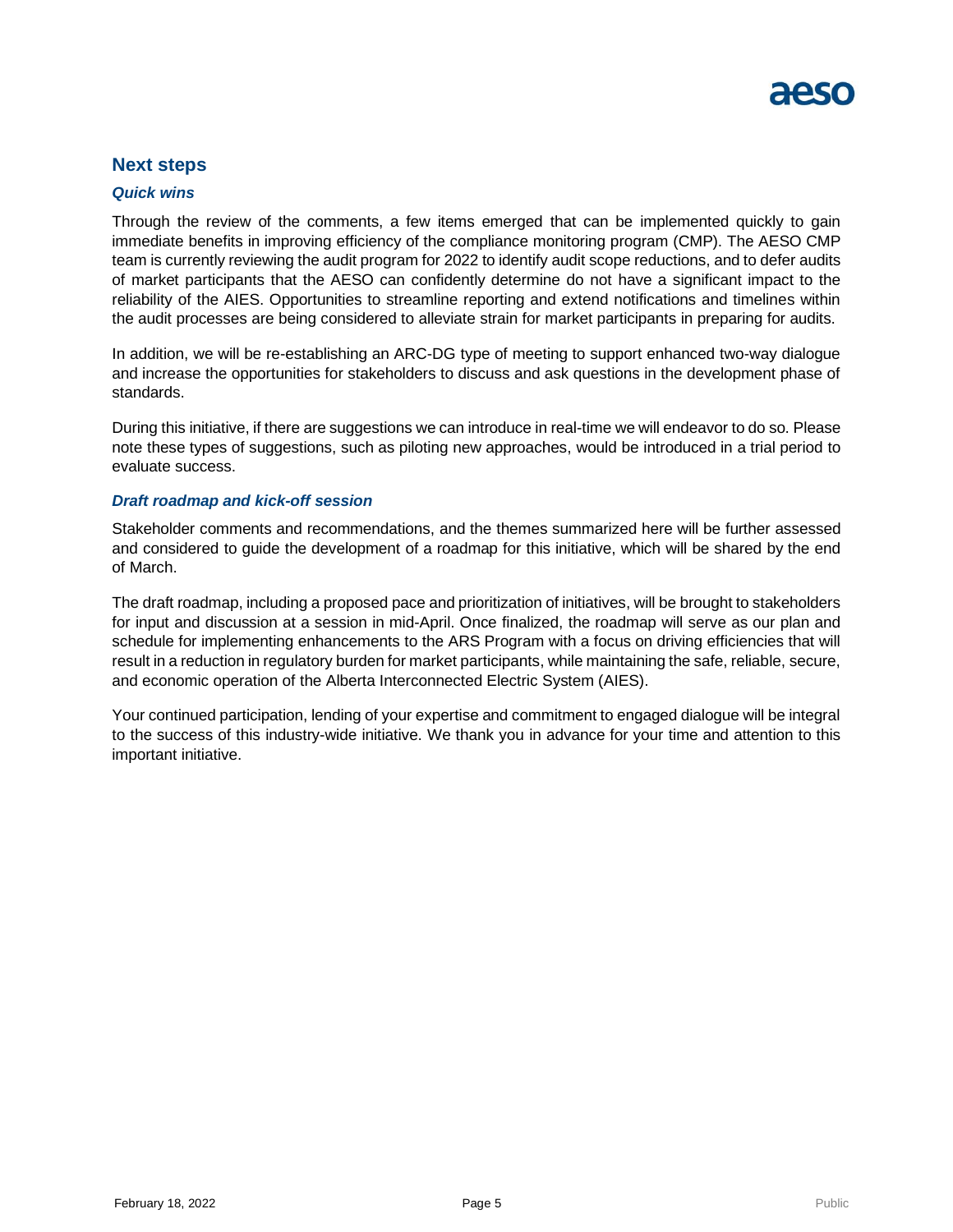## Next steps

### *Quick wins*

Through the review of the comments, a few items emerged that can be implemented quickly to gain immediate benefits in improving efficiency of the compliance monitoring program (CMP). The AESO CMP team is currently reviewing the audit program for 2022 to identify audit scope reductions, and to defer audits of market participants that the AESO can confidently determine do not have a significant impact to the reliability of the AIES. Opportunities to streamline reporting and extend notifications and timelines within the audit processes are being considered to alleviate strain for market participants in preparing for audits.

In addition, we will be re-establishing an ARC-DG type of meeting to support enhanced two-way dialogue and increase the opportunities for stakeholders to discuss and ask questions in the development phase of standards.

During this initiative, if there are suggestions we can introduce in real-time we will endeavor to do so. Please note these types of suggestions, such as piloting new approaches, would be introduced in a trial period to evaluate success.

### *Draft roadmap and kick-off session*

Stakeholder comments and recommendations, and the themes summarized here will be further assessed and considered to guide the development of a roadmap for this initiative, which will be shared by the end of March.

The draft roadmap, including a proposed pace and prioritization of initiatives, will be brought to stakeholders for input and discussion at a session in mid-April. Once finalized, the roadmap will serve as our plan and schedule for implementing enhancements to the ARS Program with a focus on driving efficiencies that will result in a reduction in regulatory burden for market participants, while maintaining the safe, reliable, secure, and economic operation of the Alberta Interconnected Electric System (AIES).

Your continued participation, lending of your expertise and commitment to engaged dialogue will be integral to the success of this industry-wide initiative. We thank you in advance for your time and attention to this important initiative.